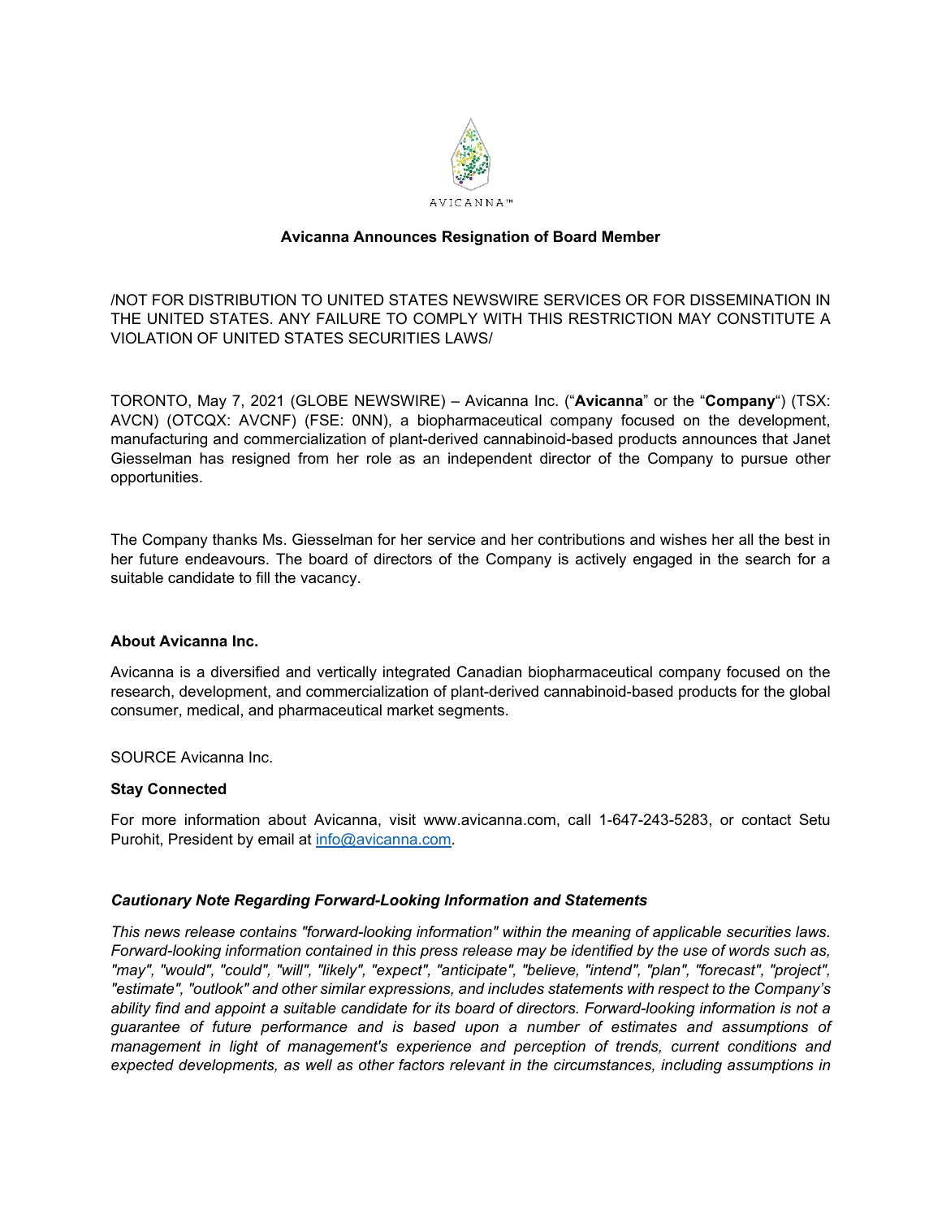AVICANNA™

# Avicanna Announces Resignation of Board Member

/NOT FOR DISTRIBUTION TO UNITED STATES NEWSWIRE SERVICES OR FOR DISSEMINATION IN THE UNITED STATES. ANY FAILURE TO COMPLY WITH THIS RESTRICTION MAY CONSTITUTE A VIOLATION OF UNITED STATES SECURITIES LAWS/

TORONTO, May 7, 2021 (GLOBE NEWSWIRE) – Avicanna Inc. ("**Avicanna**" or the "**Company**") (TSX: AVCN) (OTCQX: AVCNF) (FSE: 0NN), a biopharmaceutical company focused on the development, manufacturing and commercialization of plant-derived cannabinoid-based products announces that Janet Giesselman has resigned from her role as an independent director of the Company to pursue other opportunities.

The Company thanks Ms. Giesselman for her service and her contributions and wishes her all the best in her future endeavours. The board of directors of the Company is actively engaged in the search for a suitable candidate to fill the vacancy.

## About Avicanna Inc.

Avicanna is a diversified and vertically integrated Canadian biopharmaceutical company focused on the research, development, and commercialization of plant-derived cannabinoid-based products for the global consumer, medical, and pharmaceutical market segments.

SOURCE Avicanna Inc.

## Stay Connected

For more information about Avicanna, visit www.avicanna.com, call 1-647-243-5283, or contact Setu Purohit, President by email at info@avicanna.com.

### *Cautionary Note Regarding Forward-Looking Information and Statements*

*This news release contains "forward-looking information" within the meaning of applicable securities laws. Forward-looking information contained in this press release may be identified by the use of words such as, "may", "would", "could", "will", "likely", "expect", "anticipate", "believe, "intend", "plan", "forecast", "project", "estimate", "outlook" and other similar expressions, and includes statements with respect to the Company's ability find and appoint a suitable candidate for its board of directors. Forward-looking information is not a guarantee of future performance and is based upon a number of estimates and assumptions of management in light of management's experience and perception of trends, current conditions and expected developments, as well as other factors relevant in the circumstances, including assumptions in*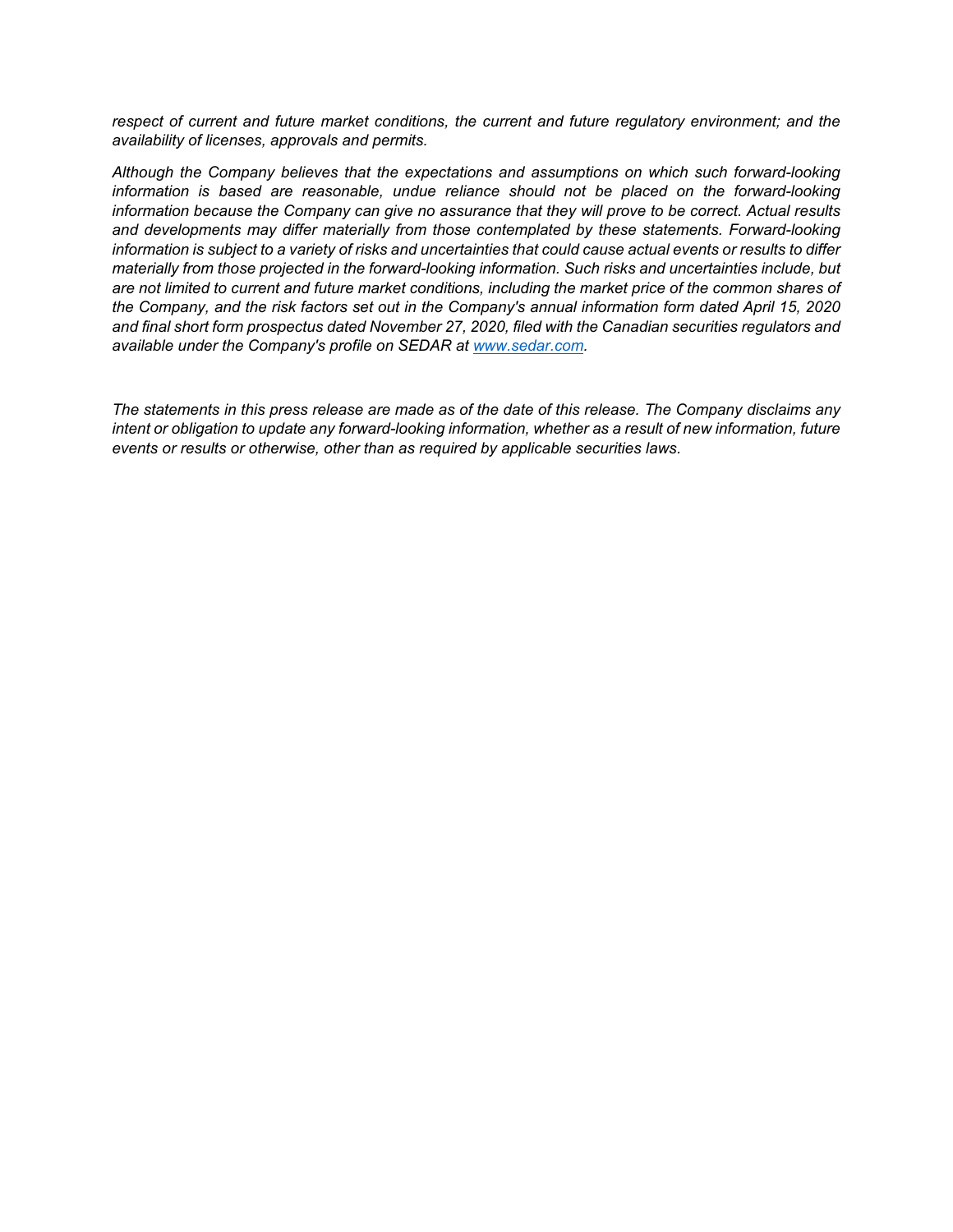*respect of current and future market conditions, the current and future regulatory environment; and the availability of licenses, approvals and permits.*

*Although the Company believes that the expectations and assumptions on which such forward-looking information is based are reasonable, undue reliance should not be placed on the forward-looking information because the Company can give no assurance that they will prove to be correct. Actual results and developments may differ materially from those contemplated by these statements. Forward-looking information is subject to a variety of risks and uncertainties that could cause actual events or results to differ materially from those projected in the forward-looking information. Such risks and uncertainties include, but are not limited to current and future market conditions, including the market price of the common shares of the Company, and the risk factors set out in the Company's annual information form dated April 15, 2020 and final short form prospectus dated November 27, 2020, filed with the Canadian securities regulators and available under the Company's profile on SEDAR at [www.sedar.com](http://www.sedar.com).*

*The statements in this press release are made as of the date of this release. The Company disclaims any intent or obligation to update any forward-looking information, whether as a result of new information, future events or results or otherwise, other than as required by applicable securities laws.*